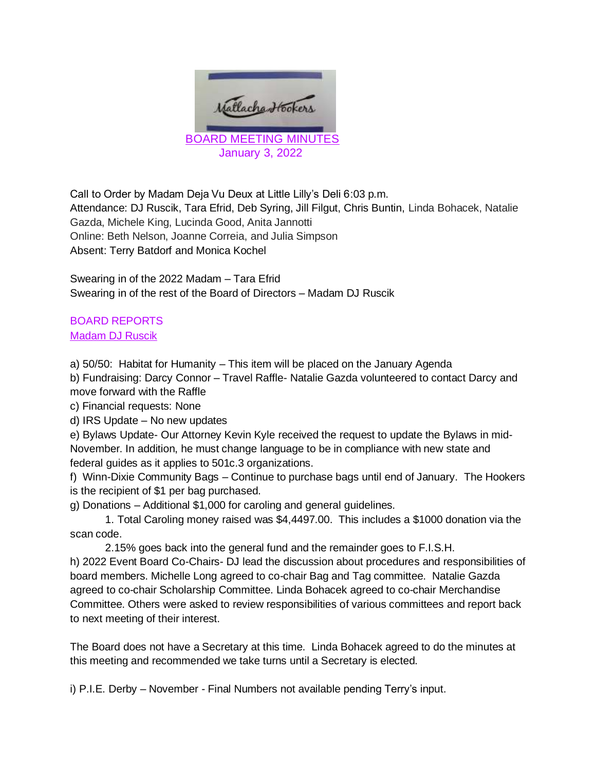# BOARD MEETING MINUTES

January 3, 2022

Call to Order by Madam Deja Vu Deux at Little Lilly's Deli 6:03 p.m.
Attendance: DJ Ruscik, Tara Efrid, Deb Syring, Jill Filgut, Chris Buntin, Linda Bohacek, Natalie Gazda, Michele King, Lucinda Good, Anita Jannotti
Online: Beth Nelson, Joanne Correia, and Julia Simpson
Absent: Terry Batdorf and Monica Kochel

Swearing in of the 2022 Madam – Tara Efrid
Swearing in of the rest of the Board of Directors – Madam DJ Ruscik

## BOARD REPORTS

### Madam DJ Ruscik

a) 50/50: Habitat for Humanity – This item will be placed on the January Agenda
b) Fundraising: Darcy Connor – Travel Raffle- Natalie Gazda volunteered to contact Darcy and move forward with the Raffle
c) Financial requests: None
d) IRS Update – No new updates
e) Bylaws Update- Our Attorney Kevin Kyle received the request to update the Bylaws in mid-November. In addition, he must change language to be in compliance with new state and federal guides as it applies to 501c.3 organizations.
f) Winn-Dixie Community Bags – Continue to purchase bags until end of January. The Hookers is the recipient of $1 per bag purchased.
g) Donations – Additional $1,000 for caroling and general guidelines.
    1. Total Caroling money raised was $4,4497.00. This includes a $1000 donation via the scan code.
    2.15% goes back into the general fund and the remainder goes to F.I.S.H.
h) 2022 Event Board Co-Chairs- DJ lead the discussion about procedures and responsibilities of board members. Michelle Long agreed to co-chair Bag and Tag committee. Natalie Gazda agreed to co-chair Scholarship Committee. Linda Bohacek agreed to co-chair Merchandise Committee. Others were asked to review responsibilities of various committees and report back to next meeting of their interest.

The Board does not have a Secretary at this time. Linda Bohacek agreed to do the minutes at this meeting and recommended we take turns until a Secretary is elected.

i) P.I.E. Derby – November - Final Numbers not available pending Terry's input.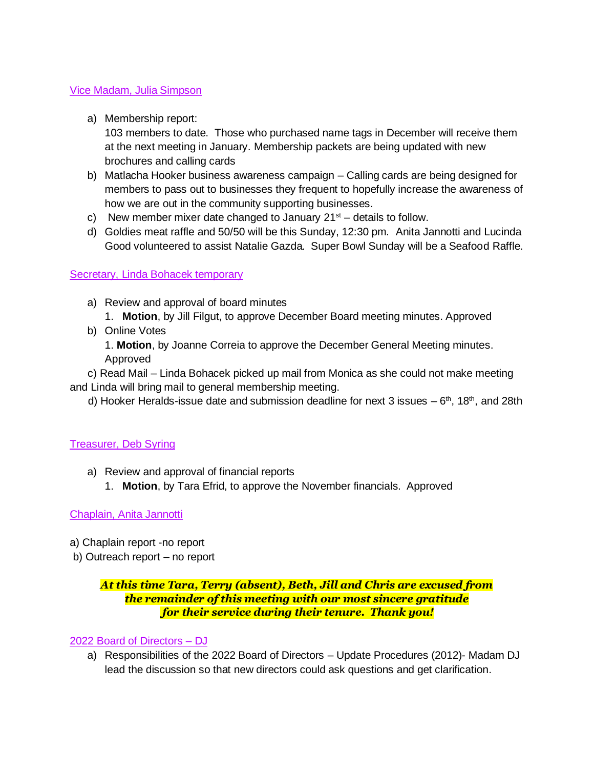Vice Madam, Julia Simpson

a) Membership report:
   103 members to date. Those who purchased name tags in December will receive them at the next meeting in January. Membership packets are being updated with new brochures and calling cards
b) Matlacha Hooker business awareness campaign – Calling cards are being designed for members to pass out to businesses they frequent to hopefully increase the awareness of how we are out in the community supporting businesses.
c) New member mixer date changed to January 21st – details to follow.
d) Goldies meat raffle and 50/50 will be this Sunday, 12:30 pm. Anita Jannotti and Lucinda Good volunteered to assist Natalie Gazda. Super Bowl Sunday will be a Seafood Raffle.

Secretary, Linda Bohacek temporary

a) Review and approval of board minutes
   1. **Motion**, by Jill Filgut, to approve December Board meeting minutes. Approved
b) Online Votes
   1. **Motion**, by Joanne Correia to approve the December General Meeting minutes. Approved
c) Read Mail – Linda Bohacek picked up mail from Monica as she could not make meeting and Linda will bring mail to general membership meeting.
d) Hooker Heralds-issue date and submission deadline for next 3 issues – 6th, 18th, and 28th

Treasurer, Deb Syring

a) Review and approval of financial reports
   1. **Motion**, by Tara Efrid, to approve the November financials. Approved

Chaplain, Anita Jannotti

a) Chaplain report -no report
b) Outreach report – no report

***At this time Tara, Terry (absent), Beth, Jill and Chris are excused from the remainder of this meeting with our most sincere gratitude for their service during their tenure. Thank you!***

2022 Board of Directors – DJ

a) Responsibilities of the 2022 Board of Directors – Update Procedures (2012)- Madam DJ lead the discussion so that new directors could ask questions and get clarification.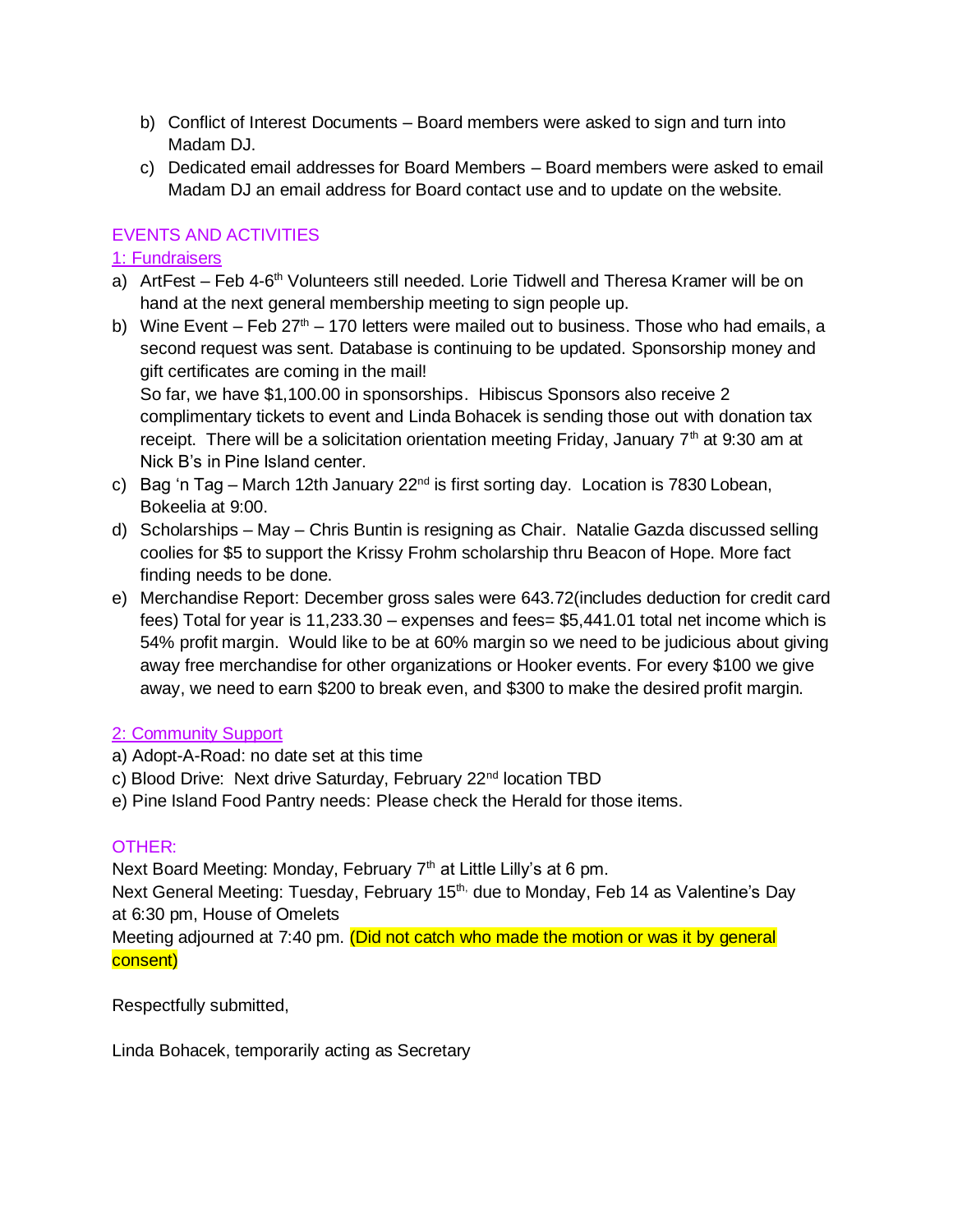b) Conflict of Interest Documents – Board members were asked to sign and turn into Madam DJ.

c) Dedicated email addresses for Board Members – Board members were asked to email Madam DJ an email address for Board contact use and to update on the website.

## EVENTS AND ACTIVITIES

### 1: Fundraisers

a) ArtFest – Feb 4-6th Volunteers still needed. Lorie Tidwell and Theresa Kramer will be on hand at the next general membership meeting to sign people up.

b) Wine Event – Feb 27th – 170 letters were mailed out to business. Those who had emails, a second request was sent. Database is continuing to be updated. Sponsorship money and gift certificates are coming in the mail!
So far, we have $1,100.00 in sponsorships. Hibiscus Sponsors also receive 2 complimentary tickets to event and Linda Bohacek is sending those out with donation tax receipt. There will be a solicitation orientation meeting Friday, January 7th at 9:30 am at Nick B's in Pine Island center.

c) Bag 'n Tag – March 12th January 22nd is first sorting day. Location is 7830 Lobean, Bokeelia at 9:00.

d) Scholarships – May – Chris Buntin is resigning as Chair. Natalie Gazda discussed selling coolies for $5 to support the Krissy Frohm scholarship thru Beacon of Hope. More fact finding needs to be done.

e) Merchandise Report: December gross sales were 643.72(includes deduction for credit card fees) Total for year is 11,233.30 – expenses and fees= $5,441.01 total net income which is 54% profit margin. Would like to be at 60% margin so we need to be judicious about giving away free merchandise for other organizations or Hooker events. For every $100 we give away, we need to earn $200 to break even, and $300 to make the desired profit margin.

### 2: Community Support

a) Adopt-A-Road: no date set at this time

c) Blood Drive: Next drive Saturday, February 22nd location TBD

e) Pine Island Food Pantry needs: Please check the Herald for those items.

## OTHER:

Next Board Meeting: Monday, February 7th at Little Lilly's at 6 pm.

Next General Meeting: Tuesday, February 15th, due to Monday, Feb 14 as Valentine's Day at 6:30 pm, House of Omelets

Meeting adjourned at 7:40 pm. (Did not catch who made the motion or was it by general consent)

Respectfully submitted,

Linda Bohacek, temporarily acting as Secretary